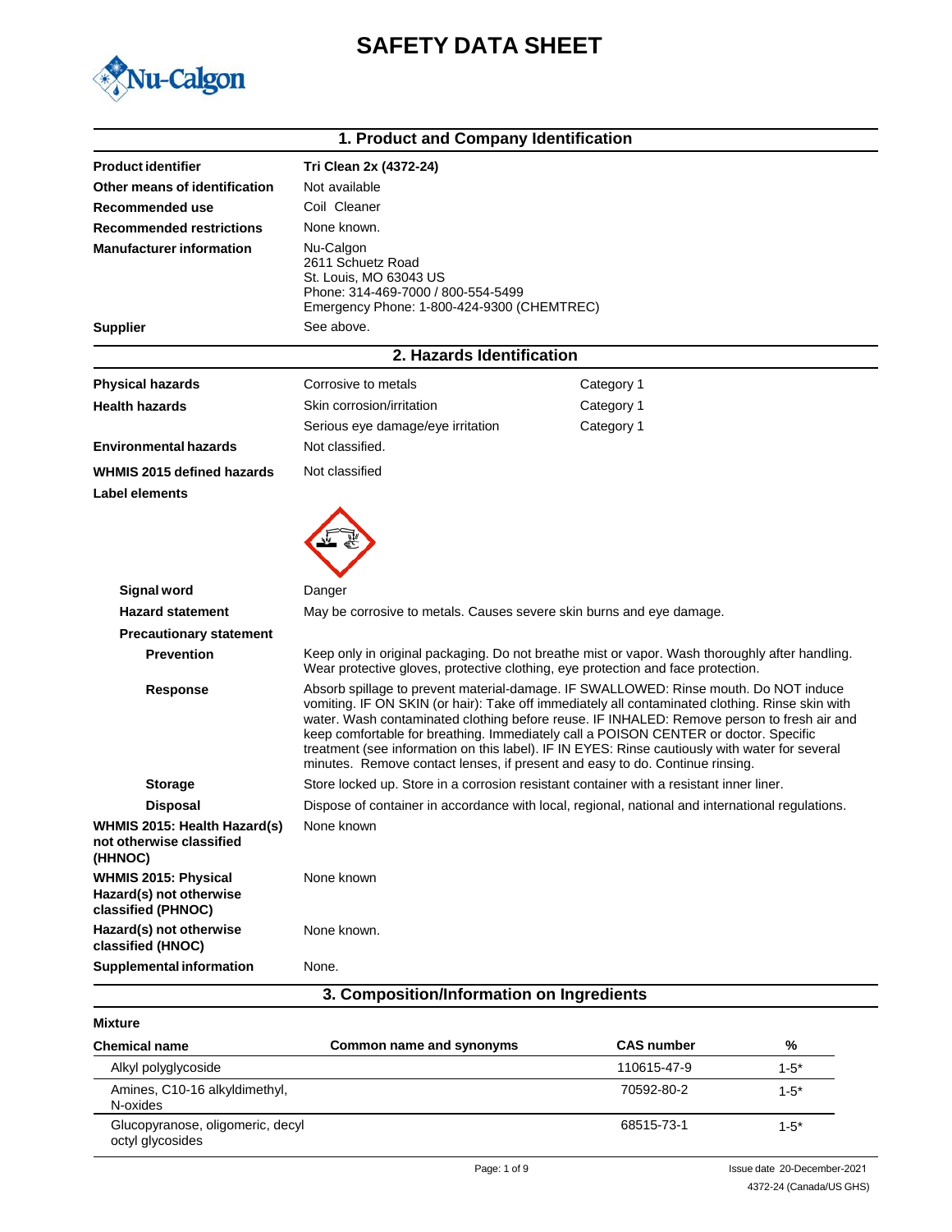# SAFETY DATA SHEET

## 1. Product and Company Identification

| | |
|---|---|
| **Product identifier** | **Tri Clean 2x (4372-24)** |
| **Other means of identification** | Not available |
| **Recommended use** | Coil Cleaner |
| **Recommended restrictions** | None known. |
| **Manufacturer information** | Nu-Calgon<br>2611 Schuetz Road<br>St. Louis, MO 63043 US<br>Phone: 314-469-7000 / 800-554-5499<br>Emergency Phone: 1-800-424-9300 (CHEMTREC) |
| **Supplier** | See above. |

## 2. Hazards Identification

| | | |
|---|---|---|
| **Physical hazards** | Corrosive to metals | Category 1 |
| **Health hazards** | Skin corrosion/irritation | Category 1 |
| | Serious eye damage/eye irritation | Category 1 |
| **Environmental hazards** | Not classified. | |
| **WHMIS 2015 defined hazards** | Not classified | |

**Label elements**

**Signal word** Danger

**Hazard statement** May be corrosive to metals. Causes severe skin burns and eye damage.

**Precautionary statement**

**Prevention** Keep only in original packaging. Do not breathe mist or vapor. Wash thoroughly after handling. Wear protective gloves, protective clothing, eye protection and face protection.

**Response** Absorb spillage to prevent material-damage. IF SWALLOWED: Rinse mouth. Do NOT induce vomiting. IF ON SKIN (or hair): Take off immediately all contaminated clothing. Rinse skin with water. Wash contaminated clothing before reuse. IF INHALED: Remove person to fresh air and keep comfortable for breathing. Immediately call a POISON CENTER or doctor. Specific treatment (see information on this label). IF IN EYES: Rinse cautiously with water for several minutes. Remove contact lenses, if present and easy to do. Continue rinsing.

**Storage** Store locked up. Store in a corrosion resistant container with a resistant inner liner.

**Disposal** Dispose of container in accordance with local, regional, national and international regulations.

**WHMIS 2015: Health Hazard(s) not otherwise classified (HHNOC)** None known

**WHMIS 2015: Physical Hazard(s) not otherwise classified (PHNOC)** None known

**Hazard(s) not otherwise classified (HNOC)** None known.

**Supplemental information** None.

## 3. Composition/Information on Ingredients

**Mixture**

| Chemical name | Common name and synonyms | CAS number | % |
|---|---|---|---|
| Alkyl polyglycoside | | 110615-47-9 | 1-5* |
| Amines, C10-16 alkyldimethyl, N-oxides | | 70592-80-2 | 1-5* |
| Glucopyranose, oligomeric, decyl octyl glycosides | | 68515-73-1 | 1-5* |

Issue date 20-December-2021

4372-24 (Canada/US GHS)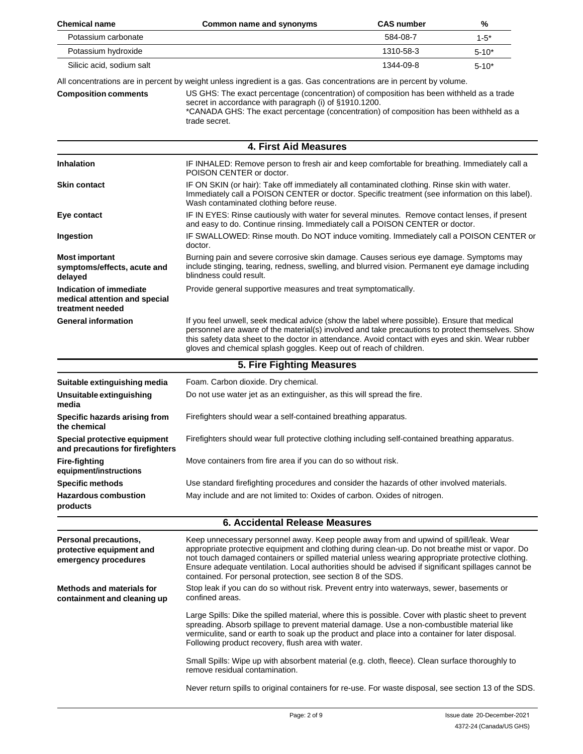| Chemical name | Common name and synonyms | CAS number | % |
| --- | --- | --- | --- |
| Potassium carbonate | | 584-08-7 | 1-5* |
| Potassium hydroxide | | 1310-58-3 | 5-10* |
| Silicic acid, sodium salt | | 1344-09-8 | 5-10* |

All concentrations are in percent by weight unless ingredient is a gas. Gas concentrations are in percent by volume.

**Composition comments** US GHS: The exact percentage (concentration) of composition has been withheld as a trade secret in accordance with paragraph (i) of §1910.1200.
*CANADA GHS: The exact percentage (concentration) of composition has been withheld as a trade secret.

## 4. First Aid Measures

**Inhalation** IF INHALED: Remove person to fresh air and keep comfortable for breathing. Immediately call a POISON CENTER or doctor.

**Skin contact** IF ON SKIN (or hair): Take off immediately all contaminated clothing. Rinse skin with water. Immediately call a POISON CENTER or doctor. Specific treatment (see information on this label). Wash contaminated clothing before reuse.

**Eye contact** IF IN EYES: Rinse cautiously with water for several minutes. Remove contact lenses, if present and easy to do. Continue rinsing. Immediately call a POISON CENTER or doctor.

**Ingestion** IF SWALLOWED: Rinse mouth. Do NOT induce vomiting. Immediately call a POISON CENTER or doctor.

**Most important symptoms/effects, acute and delayed** Burning pain and severe corrosive skin damage. Causes serious eye damage. Symptoms may include stinging, tearing, redness, swelling, and blurred vision. Permanent eye damage including blindness could result.

**Indication of immediate medical attention and special treatment needed** Provide general supportive measures and treat symptomatically.

**General information** If you feel unwell, seek medical advice (show the label where possible). Ensure that medical personnel are aware of the material(s) involved and take precautions to protect themselves. Show this safety data sheet to the doctor in attendance. Avoid contact with eyes and skin. Wear rubber gloves and chemical splash goggles. Keep out of reach of children.

## 5. Fire Fighting Measures

**Suitable extinguishing media** Foam. Carbon dioxide. Dry chemical.

**Unsuitable extinguishing media** Do not use water jet as an extinguisher, as this will spread the fire.

**Specific hazards arising from the chemical** Firefighters should wear a self-contained breathing apparatus.

**Special protective equipment and precautions for firefighters** Firefighters should wear full protective clothing including self-contained breathing apparatus.

**Fire-fighting equipment/instructions** Move containers from fire area if you can do so without risk.

**Specific methods** Use standard firefighting procedures and consider the hazards of other involved materials.

**Hazardous combustion products** May include and are not limited to: Oxides of carbon. Oxides of nitrogen.

## 6. Accidental Release Measures

**Personal precautions, protective equipment and emergency procedures** Keep unnecessary personnel away. Keep people away from and upwind of spill/leak. Wear appropriate protective equipment and clothing during clean-up. Do not breathe mist or vapor. Do not touch damaged containers or spilled material unless wearing appropriate protective clothing. Ensure adequate ventilation. Local authorities should be advised if significant spillages cannot be contained. For personal protection, see section 8 of the SDS.

**Methods and materials for containment and cleaning up** Stop leak if you can do so without risk. Prevent entry into waterways, sewer, basements or confined areas.

Large Spills: Dike the spilled material, where this is possible. Cover with plastic sheet to prevent spreading. Absorb spillage to prevent material damage. Use a non-combustible material like vermiculite, sand or earth to soak up the product and place into a container for later disposal. Following product recovery, flush area with water.

Small Spills: Wipe up with absorbent material (e.g. cloth, fleece). Clean surface thoroughly to remove residual contamination.

Never return spills to original containers for re-use. For waste disposal, see section 13 of the SDS.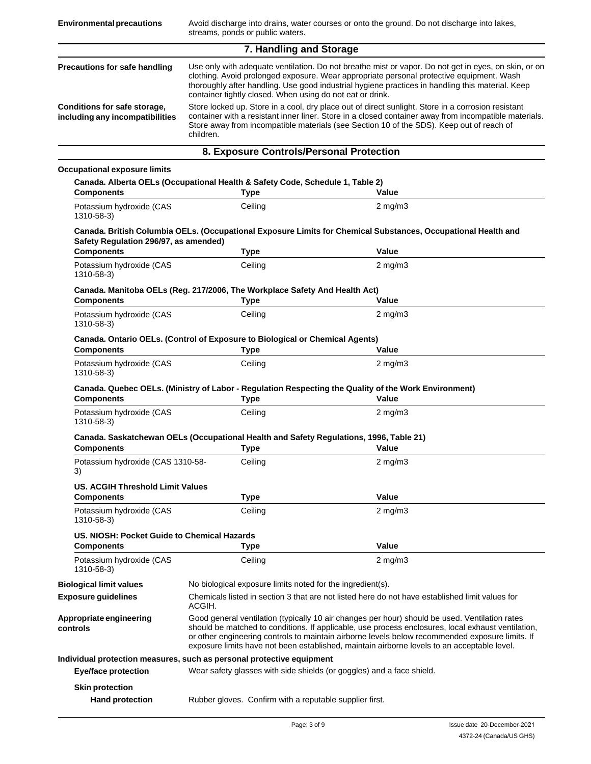**Environmental precautions** Avoid discharge into drains, water courses or onto the ground. Do not discharge into lakes, streams, ponds or public waters.

## 7. Handling and Storage

**Precautions for safe handling** Use only with adequate ventilation. Do not breathe mist or vapor. Do not get in eyes, on skin, or on clothing. Avoid prolonged exposure. Wear appropriate personal protective equipment. Wash thoroughly after handling. Use good industrial hygiene practices in handling this material. Keep container tightly closed. When using do not eat or drink.

**Conditions for safe storage, including any incompatibilities** Store locked up. Store in a cool, dry place out of direct sunlight. Store in a corrosion resistant container with a resistant inner liner. Store in a closed container away from incompatible materials. Store away from incompatible materials (see Section 10 of the SDS). Keep out of reach of children.

## 8. Exposure Controls/Personal Protection

**Occupational exposure limits**

**Canada. Alberta OELs (Occupational Health & Safety Code, Schedule 1, Table 2)**

| Components | Type | Value |
|---|---|---|
| Potassium hydroxide (CAS 1310-58-3) | Ceiling | 2 mg/m3 |

**Canada. British Columbia OELs. (Occupational Exposure Limits for Chemical Substances, Occupational Health and Safety Regulation 296/97, as amended)**

| Components | Type | Value |
|---|---|---|
| Potassium hydroxide (CAS 1310-58-3) | Ceiling | 2 mg/m3 |

**Canada. Manitoba OELs (Reg. 217/2006, The Workplace Safety And Health Act)**

| Components | Type | Value |
|---|---|---|
| Potassium hydroxide (CAS 1310-58-3) | Ceiling | 2 mg/m3 |

**Canada. Ontario OELs. (Control of Exposure to Biological or Chemical Agents)**

| Components | Type | Value |
|---|---|---|
| Potassium hydroxide (CAS 1310-58-3) | Ceiling | 2 mg/m3 |

**Canada. Quebec OELs. (Ministry of Labor - Regulation Respecting the Quality of the Work Environment)**

| Components | Type | Value |
|---|---|---|
| Potassium hydroxide (CAS 1310-58-3) | Ceiling | 2 mg/m3 |

**Canada. Saskatchewan OELs (Occupational Health and Safety Regulations, 1996, Table 21)**

| Components | Type | Value |
|---|---|---|
| Potassium hydroxide (CAS 1310-58-3) | Ceiling | 2 mg/m3 |

**US. ACGIH Threshold Limit Values**

| Components | Type | Value |
|---|---|---|
| Potassium hydroxide (CAS 1310-58-3) | Ceiling | 2 mg/m3 |

**US. NIOSH: Pocket Guide to Chemical Hazards**

| Components | Type | Value |
|---|---|---|
| Potassium hydroxide (CAS 1310-58-3) | Ceiling | 2 mg/m3 |

**Biological limit values** No biological exposure limits noted for the ingredient(s).

**Exposure guidelines** Chemicals listed in section 3 that are not listed here do not have established limit values for ACGIH.

**Appropriate engineering controls** Good general ventilation (typically 10 air changes per hour) should be used. Ventilation rates should be matched to conditions. If applicable, use process enclosures, local exhaust ventilation, or other engineering controls to maintain airborne levels below recommended exposure limits. If exposure limits have not been established, maintain airborne levels to an acceptable level.

**Individual protection measures, such as personal protective equipment**

**Eye/face protection** Wear safety glasses with side shields (or goggles) and a face shield.

**Skin protection**

**Hand protection** Rubber gloves. Confirm with a reputable supplier first.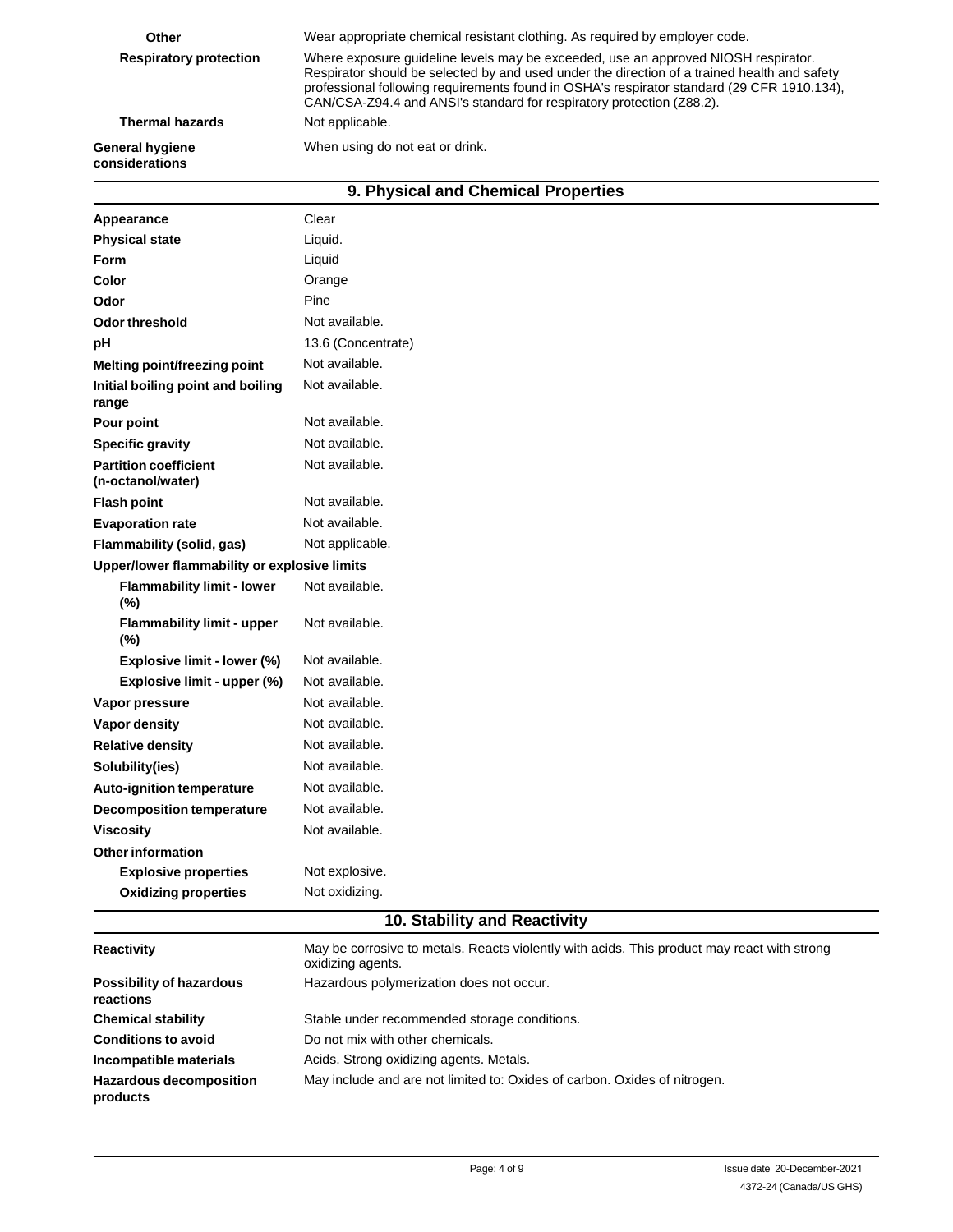| | |
|---|---|
| **Other** | Wear appropriate chemical resistant clothing. As required by employer code. |
| **Respiratory protection** | Where exposure guideline levels may be exceeded, use an approved NIOSH respirator. Respirator should be selected by and used under the direction of a trained health and safety professional following requirements found in OSHA's respirator standard (29 CFR 1910.134), CAN/CSA-Z94.4 and ANSI's standard for respiratory protection (Z88.2). |
| **Thermal hazards** | Not applicable. |
| **General hygiene considerations** | When using do not eat or drink. |

## 9. Physical and Chemical Properties

| | |
|---|---|
| **Appearance** | Clear |
| **Physical state** | Liquid. |
| **Form** | Liquid |
| **Color** | Orange |
| **Odor** | Pine |
| **Odor threshold** | Not available. |
| **pH** | 13.6 (Concentrate) |
| **Melting point/freezing point** | Not available. |
| **Initial boiling point and boiling range** | Not available. |
| **Pour point** | Not available. |
| **Specific gravity** | Not available. |
| **Partition coefficient (n-octanol/water)** | Not available. |
| **Flash point** | Not available. |
| **Evaporation rate** | Not available. |
| **Flammability (solid, gas)** | Not applicable. |
| **Upper/lower flammability or explosive limits** | |
| **Flammability limit - lower (%)** | Not available. |
| **Flammability limit - upper (%)** | Not available. |
| **Explosive limit - lower (%)** | Not available. |
| **Explosive limit - upper (%)** | Not available. |
| **Vapor pressure** | Not available. |
| **Vapor density** | Not available. |
| **Relative density** | Not available. |
| **Solubility(ies)** | Not available. |
| **Auto-ignition temperature** | Not available. |
| **Decomposition temperature** | Not available. |
| **Viscosity** | Not available. |
| **Other information** | |
| **Explosive properties** | Not explosive. |
| **Oxidizing properties** | Not oxidizing. |

## 10. Stability and Reactivity

| | |
|---|---|
| **Reactivity** | May be corrosive to metals. Reacts violently with acids. This product may react with strong oxidizing agents. |
| **Possibility of hazardous reactions** | Hazardous polymerization does not occur. |
| **Chemical stability** | Stable under recommended storage conditions. |
| **Conditions to avoid** | Do not mix with other chemicals. |
| **Incompatible materials** | Acids. Strong oxidizing agents. Metals. |
| **Hazardous decomposition products** | May include and are not limited to: Oxides of carbon. Oxides of nitrogen. |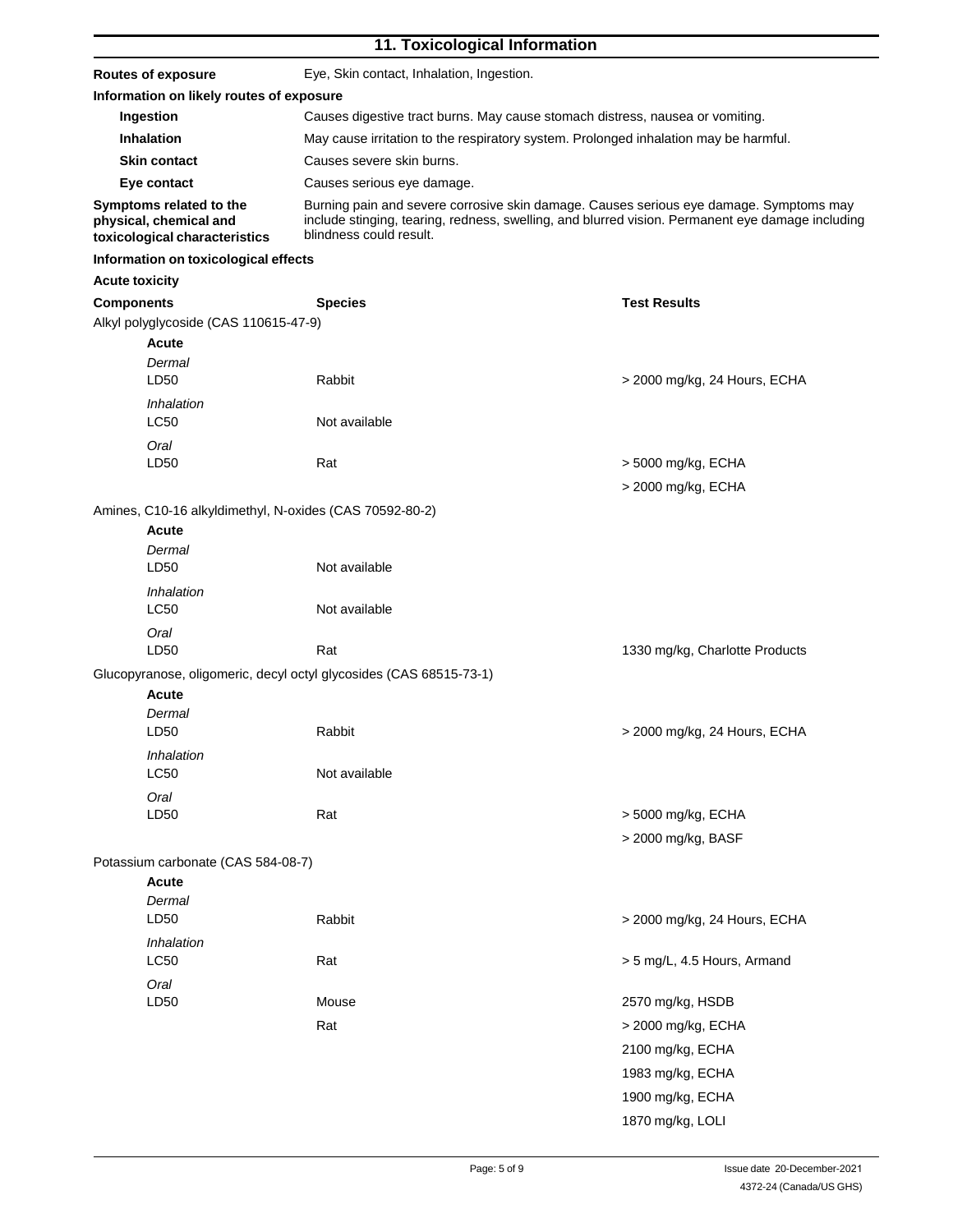## 11. Toxicological Information

**Routes of exposure** Eye, Skin contact, Inhalation, Ingestion.

**Information on likely routes of exposure**

**Ingestion** Causes digestive tract burns. May cause stomach distress, nausea or vomiting.

**Inhalation** May cause irritation to the respiratory system. Prolonged inhalation may be harmful.

**Skin contact** Causes severe skin burns.

**Eye contact** Causes serious eye damage.

**Symptoms related to the physical, chemical and toxicological characteristics** Burning pain and severe corrosive skin damage. Causes serious eye damage. Symptoms may include stinging, tearing, redness, swelling, and blurred vision. Permanent eye damage including blindness could result.

**Information on toxicological effects**

**Acute toxicity**

| Components | Species | Test Results |
|---|---|---|
| Alkyl polyglycoside (CAS 110615-47-9) | | |
| **Acute** | | |
| *Dermal* | | |
| LD50 | Rabbit | > 2000 mg/kg, 24 Hours, ECHA |
| *Inhalation* | | |
| LC50 | Not available | |
| *Oral* | | |
| LD50 | Rat | > 5000 mg/kg, ECHA |
| | | > 2000 mg/kg, ECHA |
| Amines, C10-16 alkyldimethyl, N-oxides (CAS 70592-80-2) | | |
| **Acute** | | |
| *Dermal* | | |
| LD50 | Not available | |
| *Inhalation* | | |
| LC50 | Not available | |
| *Oral* | | |
| LD50 | Rat | 1330 mg/kg, Charlotte Products |
| Glucopyranose, oligomeric, decyl octyl glycosides (CAS 68515-73-1) | | |
| **Acute** | | |
| *Dermal* | | |
| LD50 | Rabbit | > 2000 mg/kg, 24 Hours, ECHA |
| *Inhalation* | | |
| LC50 | Not available | |
| *Oral* | | |
| LD50 | Rat | > 5000 mg/kg, ECHA |
| | | > 2000 mg/kg, BASF |
| Potassium carbonate (CAS 584-08-7) | | |
| **Acute** | | |
| *Dermal* | | |
| LD50 | Rabbit | > 2000 mg/kg, 24 Hours, ECHA |
| *Inhalation* | | |
| LC50 | Rat | > 5 mg/L, 4.5 Hours, Armand |
| *Oral* | | |
| LD50 | Mouse | 2570 mg/kg, HSDB |
| | Rat | > 2000 mg/kg, ECHA |
| | | 2100 mg/kg, ECHA |
| | | 1983 mg/kg, ECHA |
| | | 1900 mg/kg, ECHA |
| | | 1870 mg/kg, LOLI |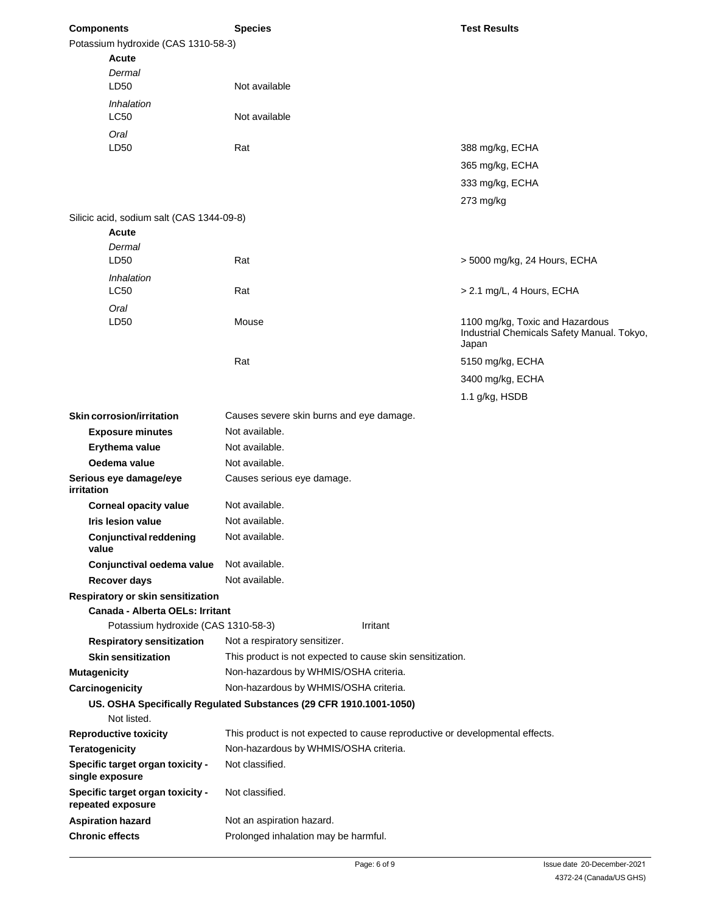| Components | Species | Test Results |
| --- | --- | --- |
| Potassium hydroxide (CAS 1310-58-3) | | |
| **Acute** | | |
| *Dermal* | | |
| LD50 | Not available | |
| *Inhalation* | | |
| LC50 | Not available | |
| *Oral* | | |
| LD50 | Rat | 388 mg/kg, ECHA |
| | | 365 mg/kg, ECHA |
| | | 333 mg/kg, ECHA |
| | | 273 mg/kg |
| Silicic acid, sodium salt (CAS 1344-09-8) | | |
| **Acute** | | |
| *Dermal* | | |
| LD50 | Rat | > 5000 mg/kg, 24 Hours, ECHA |
| *Inhalation* | | |
| LC50 | Rat | > 2.1 mg/L, 4 Hours, ECHA |
| *Oral* | | |
| LD50 | Mouse | 1100 mg/kg, Toxic and Hazardous Industrial Chemicals Safety Manual. Tokyo, Japan |
| | Rat | 5150 mg/kg, ECHA |
| | | 3400 mg/kg, ECHA |
| | | 1.1 g/kg, HSDB |

**Skin corrosion/irritation** Causes severe skin burns and eye damage.

**Exposure minutes** Not available.

**Erythema value** Not available.

**Oedema value** Not available.

**Serious eye damage/eye irritation** Causes serious eye damage.

**Corneal opacity value** Not available.

**Iris lesion value** Not available.

**Conjunctival reddening value** Not available.

**Conjunctival oedema value** Not available.

**Recover days** Not available.

**Respiratory or skin sensitization**

**Canada - Alberta OELs: Irritant**

Potassium hydroxide (CAS 1310-58-3) Irritant

**Respiratory sensitization** Not a respiratory sensitizer.

**Skin sensitization** This product is not expected to cause skin sensitization.

**Mutagenicity** Non-hazardous by WHMIS/OSHA criteria.

**Carcinogenicity** Non-hazardous by WHMIS/OSHA criteria.

**US. OSHA Specifically Regulated Substances (29 CFR 1910.1001-1050)**

Not listed.

**Reproductive toxicity** This product is not expected to cause reproductive or developmental effects.

**Teratogenicity** Non-hazardous by WHMIS/OSHA criteria.

**Specific target organ toxicity - single exposure** Not classified.

**Specific target organ toxicity - repeated exposure** Not classified.

**Aspiration hazard** Not an aspiration hazard.

**Chronic effects** Prolonged inhalation may be harmful.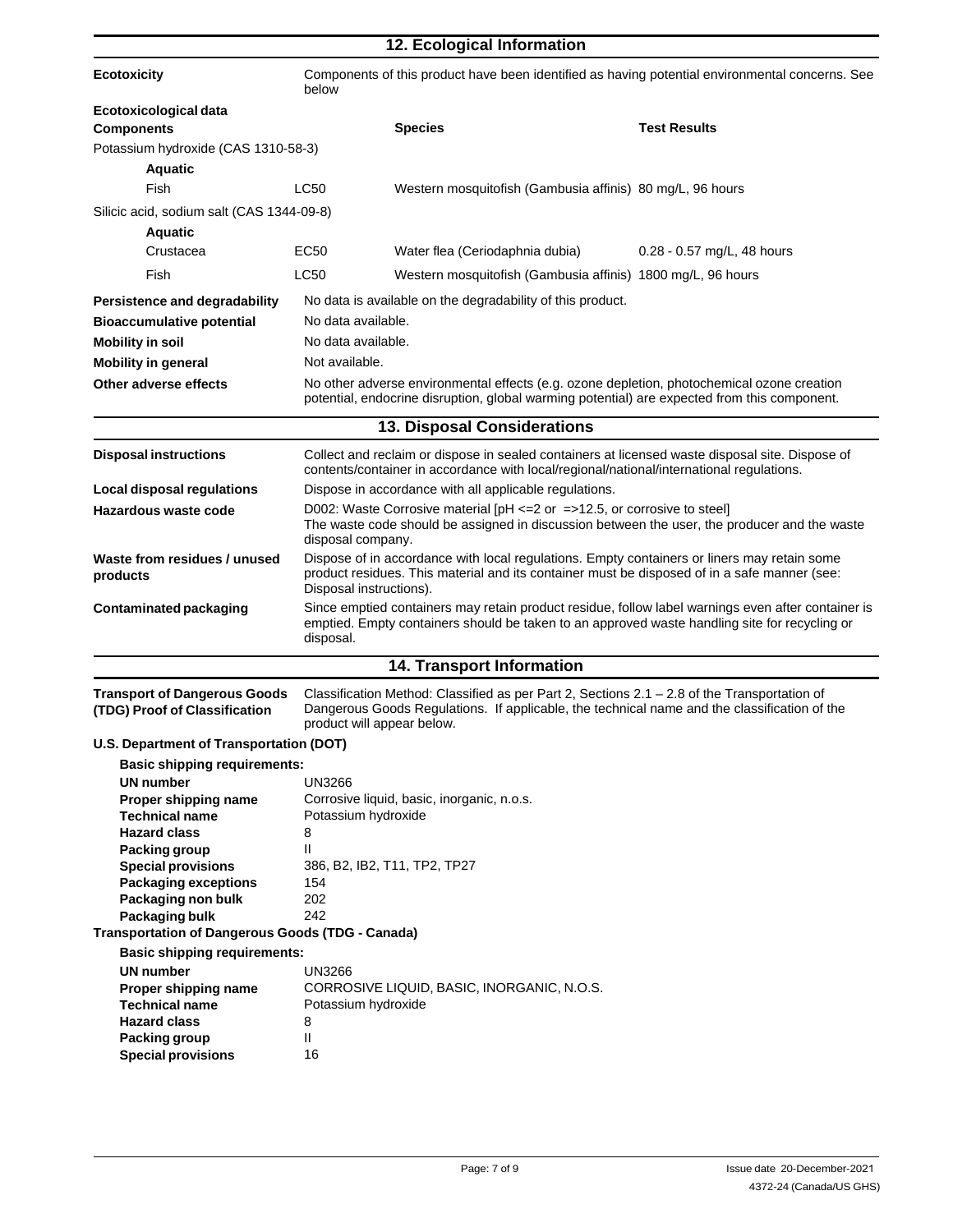## 12. Ecological Information

**Ecotoxicity** Components of this product have been identified as having potential environmental concerns. See below

**Ecotoxicological data**

| Components | | Species | Test Results |
|---|---|---|---|
| Potassium hydroxide (CAS 1310-58-3) | | | |
| **Aquatic** | | | |
| Fish | LC50 | Western mosquitofish (Gambusia affinis) | 80 mg/L, 96 hours |
| Silicic acid, sodium salt (CAS 1344-09-8) | | | |
| **Aquatic** | | | |
| Crustacea | EC50 | Water flea (Ceriodaphnia dubia) | 0.28 - 0.57 mg/L, 48 hours |
| Fish | LC50 | Western mosquitofish (Gambusia affinis) | 1800 mg/L, 96 hours |

**Persistence and degradability** No data is available on the degradability of this product.

**Bioaccumulative potential** No data available.

**Mobility in soil** No data available.

**Mobility in general** Not available.

**Other adverse effects** No other adverse environmental effects (e.g. ozone depletion, photochemical ozone creation potential, endocrine disruption, global warming potential) are expected from this component.

## 13. Disposal Considerations

**Disposal instructions** Collect and reclaim or dispose in sealed containers at licensed waste disposal site. Dispose of contents/container in accordance with local/regional/national/international regulations.

**Local disposal regulations** Dispose in accordance with all applicable regulations.

**Hazardous waste code** D002: Waste Corrosive material [pH <=2 or =>12.5, or corrosive to steel]
The waste code should be assigned in discussion between the user, the producer and the waste disposal company.

**Waste from residues / unused products** Dispose of in accordance with local regulations. Empty containers or liners may retain some product residues. This material and its container must be disposed of in a safe manner (see: Disposal instructions).

**Contaminated packaging** Since emptied containers may retain product residue, follow label warnings even after container is emptied. Empty containers should be taken to an approved waste handling site for recycling or disposal.

## 14. Transport Information

**Transport of Dangerous Goods (TDG) Proof of Classification** Classification Method: Classified as per Part 2, Sections 2.1 – 2.8 of the Transportation of Dangerous Goods Regulations. If applicable, the technical name and the classification of the product will appear below.

**U.S. Department of Transportation (DOT)**

**Basic shipping requirements:**

| | |
|---|---|
| **UN number** | UN3266 |
| **Proper shipping name** | Corrosive liquid, basic, inorganic, n.o.s. |
| **Technical name** | Potassium hydroxide |
| **Hazard class** | 8 |
| **Packing group** | II |
| **Special provisions** | 386, B2, IB2, T11, TP2, TP27 |
| **Packaging exceptions** | 154 |
| **Packaging non bulk** | 202 |
| **Packaging bulk** | 242 |

**Transportation of Dangerous Goods (TDG - Canada)**

**Basic shipping requirements:**

| | |
|---|---|
| **UN number** | UN3266 |
| **Proper shipping name** | CORROSIVE LIQUID, BASIC, INORGANIC, N.O.S. |
| **Technical name** | Potassium hydroxide |
| **Hazard class** | 8 |
| **Packing group** | II |
| **Special provisions** | 16 |

Issue date 20-December-2021
4372-24 (Canada/US GHS)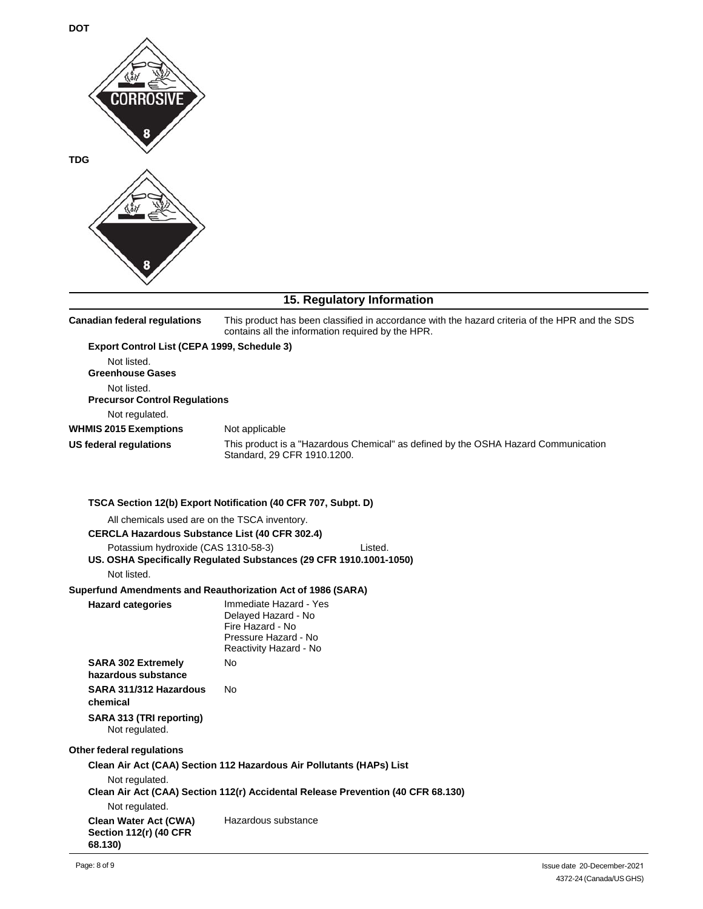**DOT**

**TDG**

## 15. Regulatory Information

**Canadian federal regulations** This product has been classified in accordance with the hazard criteria of the HPR and the SDS contains all the information required by the HPR.

**Export Control List (CEPA 1999, Schedule 3)**

Not listed.

**Greenhouse Gases**

Not listed.

**Precursor Control Regulations**

Not regulated.

**WHMIS 2015 Exemptions** Not applicable

**US federal regulations** This product is a "Hazardous Chemical" as defined by the OSHA Hazard Communication Standard, 29 CFR 1910.1200.

**TSCA Section 12(b) Export Notification (40 CFR 707, Subpt. D)**

All chemicals used are on the TSCA inventory.

**CERCLA Hazardous Substance List (40 CFR 302.4)**

Potassium hydroxide (CAS 1310-58-3) Listed.

**US. OSHA Specifically Regulated Substances (29 CFR 1910.1001-1050)**

Not listed.

**Superfund Amendments and Reauthorization Act of 1986 (SARA)**

**Hazard categories**
Immediate Hazard - Yes
Delayed Hazard - No
Fire Hazard - No
Pressure Hazard - No
Reactivity Hazard - No

**SARA 302 Extremely hazardous substance** No

**SARA 311/312 Hazardous chemical** No

**SARA 313 (TRI reporting)**
Not regulated.

**Other federal regulations**

**Clean Air Act (CAA) Section 112 Hazardous Air Pollutants (HAPs) List**

Not regulated.

**Clean Air Act (CAA) Section 112(r) Accidental Release Prevention (40 CFR 68.130)**

Not regulated.

**Clean Water Act (CWA) Section 112(r) (40 CFR 68.130)** Hazardous substance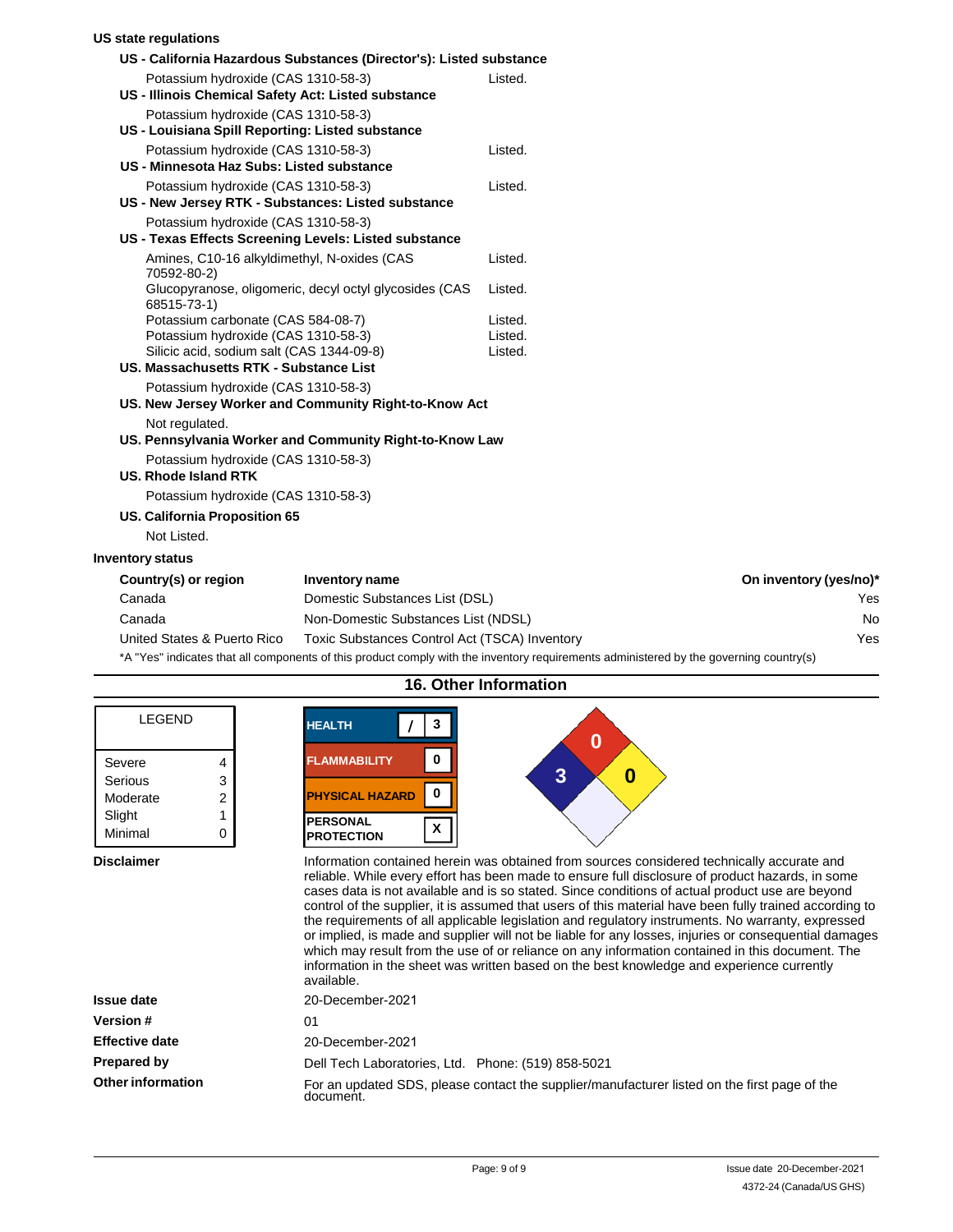**US state regulations**

**US - California Hazardous Substances (Director's): Listed substance**

| | |
|---|---|
| Potassium hydroxide (CAS 1310-58-3) | Listed. |

**US - Illinois Chemical Safety Act: Listed substance**

Potassium hydroxide (CAS 1310-58-3)

**US - Louisiana Spill Reporting: Listed substance**

| | |
|---|---|
| Potassium hydroxide (CAS 1310-58-3) | Listed. |

**US - Minnesota Haz Subs: Listed substance**

| | |
|---|---|
| Potassium hydroxide (CAS 1310-58-3) | Listed. |

**US - New Jersey RTK - Substances: Listed substance**

Potassium hydroxide (CAS 1310-58-3)

**US - Texas Effects Screening Levels: Listed substance**

| | |
|---|---|
| Amines, C10-16 alkyldimethyl, N-oxides (CAS 70592-80-2) | Listed. |
| Glucopyranose, oligomeric, decyl octyl glycosides (CAS 68515-73-1) | Listed. |
| Potassium carbonate (CAS 584-08-7) | Listed. |
| Potassium hydroxide (CAS 1310-58-3) | Listed. |
| Silicic acid, sodium salt (CAS 1344-09-8) | Listed. |

**US. Massachusetts RTK - Substance List**

Potassium hydroxide (CAS 1310-58-3)

**US. New Jersey Worker and Community Right-to-Know Act**

Not regulated.

**US. Pennsylvania Worker and Community Right-to-Know Law**

Potassium hydroxide (CAS 1310-58-3)

**US. Rhode Island RTK**

Potassium hydroxide (CAS 1310-58-3)

**US. California Proposition 65**

Not Listed.

**Inventory status**

| Country(s) or region | Inventory name | On inventory (yes/no)* |
|---|---|---|
| Canada | Domestic Substances List (DSL) | Yes |
| Canada | Non-Domestic Substances List (NDSL) | No |
| United States & Puerto Rico | Toxic Substances Control Act (TSCA) Inventory | Yes |

*A "Yes" indicates that all components of this product comply with the inventory requirements administered by the governing country(s)

## 16. Other Information

| LEGEND | |
|---|---|
| Severe | 4 |
| Serious | 3 |
| Moderate | 2 |
| Slight | 1 |
| Minimal | 0 |

| | |
|---|---|
| HEALTH | / 3 |
| FLAMMABILITY | 0 |
| PHYSICAL HAZARD | 0 |
| PERSONAL PROTECTION | X |

0
3
0

**Disclaimer**

Information contained herein was obtained from sources considered technically accurate and reliable. While every effort has been made to ensure full disclosure of product hazards, in some cases data is not available and is so stated. Since conditions of actual product use are beyond control of the supplier, it is assumed that users of this material have been fully trained according to the requirements of all applicable legislation and regulatory instruments. No warranty, expressed or implied, is made and supplier will not be liable for any losses, injuries or consequential damages which may result from the use of or reliance on any information contained in this document. The information in the sheet was written based on the best knowledge and experience currently available.

**Issue date** 20-December-2021

**Version #** 01

**Effective date** 20-December-2021

**Prepared by** Dell Tech Laboratories, Ltd. Phone: (519) 858-5021

**Other information** For an updated SDS, please contact the supplier/manufacturer listed on the first page of the document.